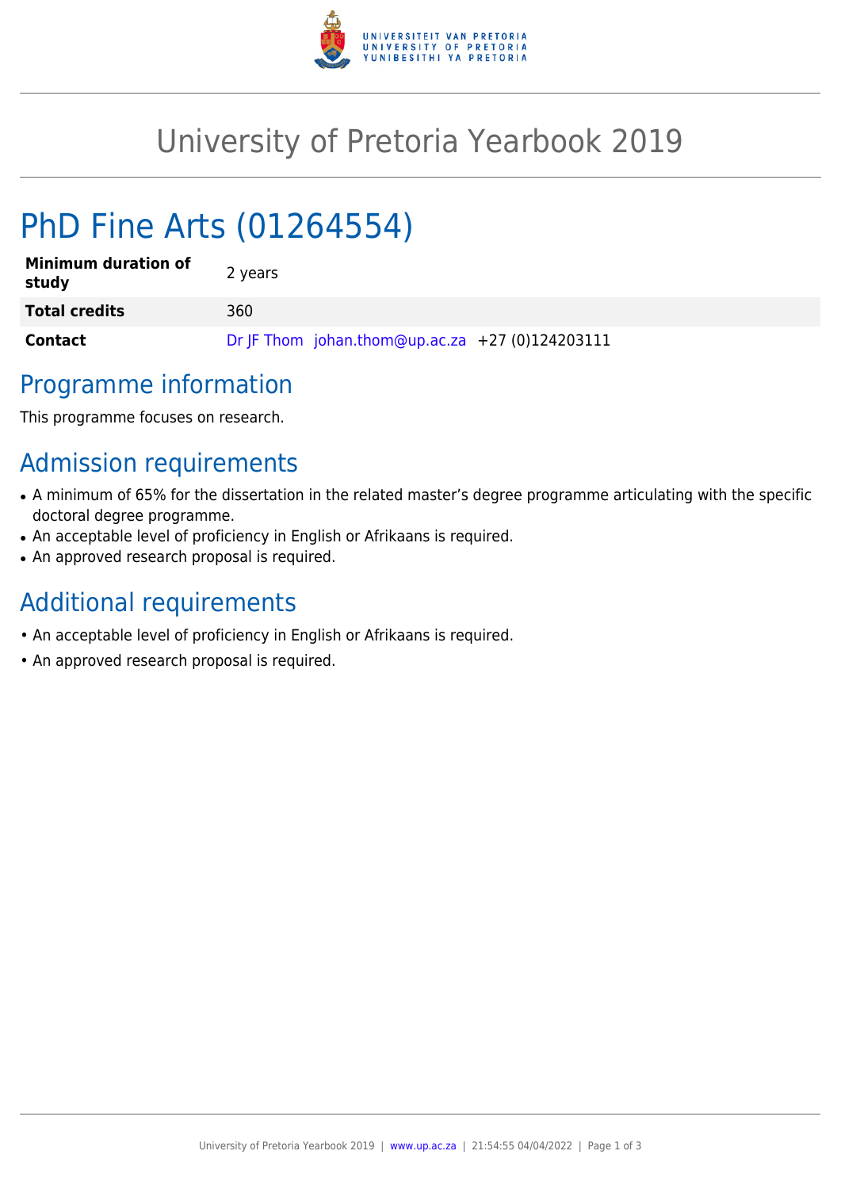# University of Pretoria Yearbook 2019

# PhD Fine Arts (01264554)

| | |
|---|---|
| **Minimum duration of study** | 2 years |
| **Total credits** | 360 |
| **Contact** | Dr JF Thom johan.thom@up.ac.za +27 (0)124203111 |

## Programme information

This programme focuses on research.

## Admission requirements

- A minimum of 65% for the dissertation in the related master's degree programme articulating with the specific doctoral degree programme.
- An acceptable level of proficiency in English or Afrikaans is required.
- An approved research proposal is required.

## Additional requirements

- An acceptable level of proficiency in English or Afrikaans is required.
- An approved research proposal is required.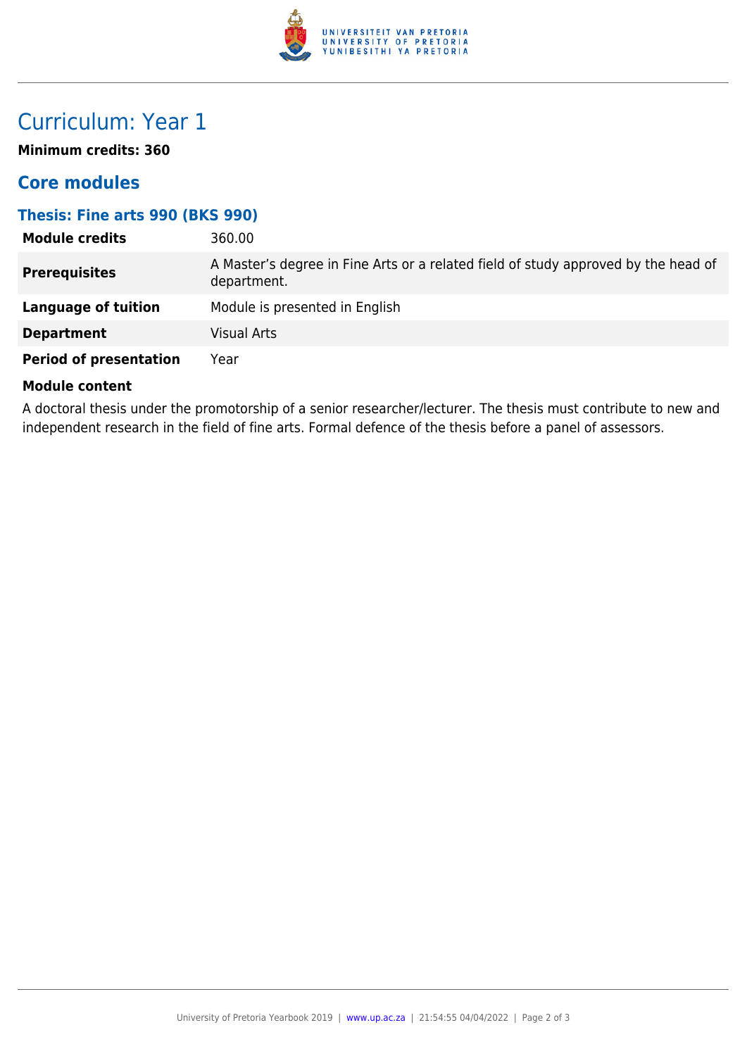# Curriculum: Year 1

**Minimum credits: 360**

## Core modules

### Thesis: Fine arts 990 (BKS 990)

| | |
|---|---|
| **Module credits** | 360.00 |
| **Prerequisites** | A Master's degree in Fine Arts or a related field of study approved by the head of department. |
| **Language of tuition** | Module is presented in English |
| **Department** | Visual Arts |
| **Period of presentation** | Year |

**Module content**

A doctoral thesis under the promotorship of a senior researcher/lecturer. The thesis must contribute to new and independent research in the field of fine arts. Formal defence of the thesis before a panel of assessors.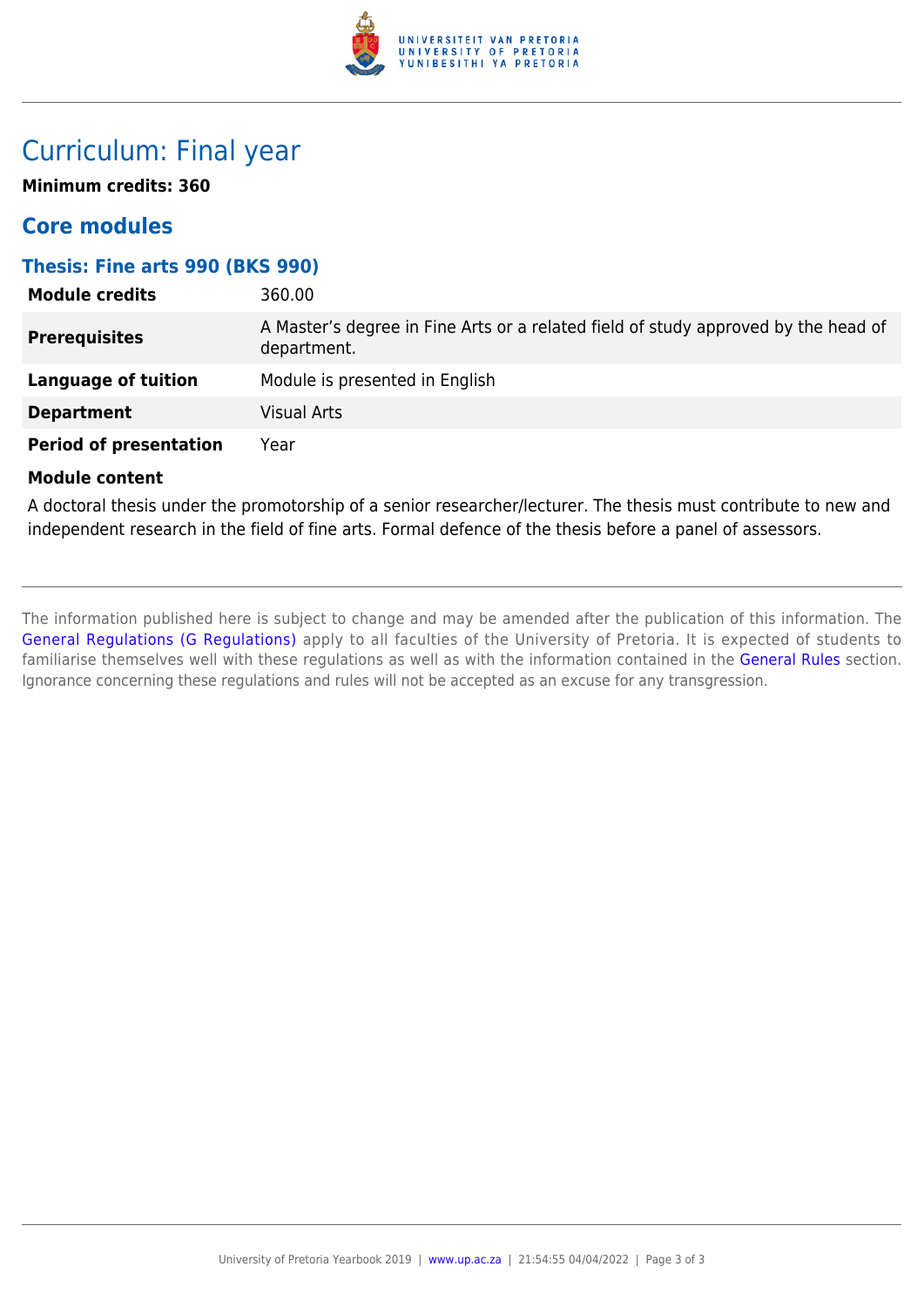# Curriculum: Final year

**Minimum credits: 360**

## Core modules

### Thesis: Fine arts 990 (BKS 990)

| | |
|---|---|
| **Module credits** | 360.00 |
| **Prerequisites** | A Master's degree in Fine Arts or a related field of study approved by the head of department. |
| **Language of tuition** | Module is presented in English |
| **Department** | Visual Arts |
| **Period of presentation** | Year |

**Module content**

A doctoral thesis under the promotorship of a senior researcher/lecturer. The thesis must contribute to new and independent research in the field of fine arts. Formal defence of the thesis before a panel of assessors.

The information published here is subject to change and may be amended after the publication of this information. The General Regulations (G Regulations) apply to all faculties of the University of Pretoria. It is expected of students to familiarise themselves well with these regulations as well as with the information contained in the General Rules section. Ignorance concerning these regulations and rules will not be accepted as an excuse for any transgression.